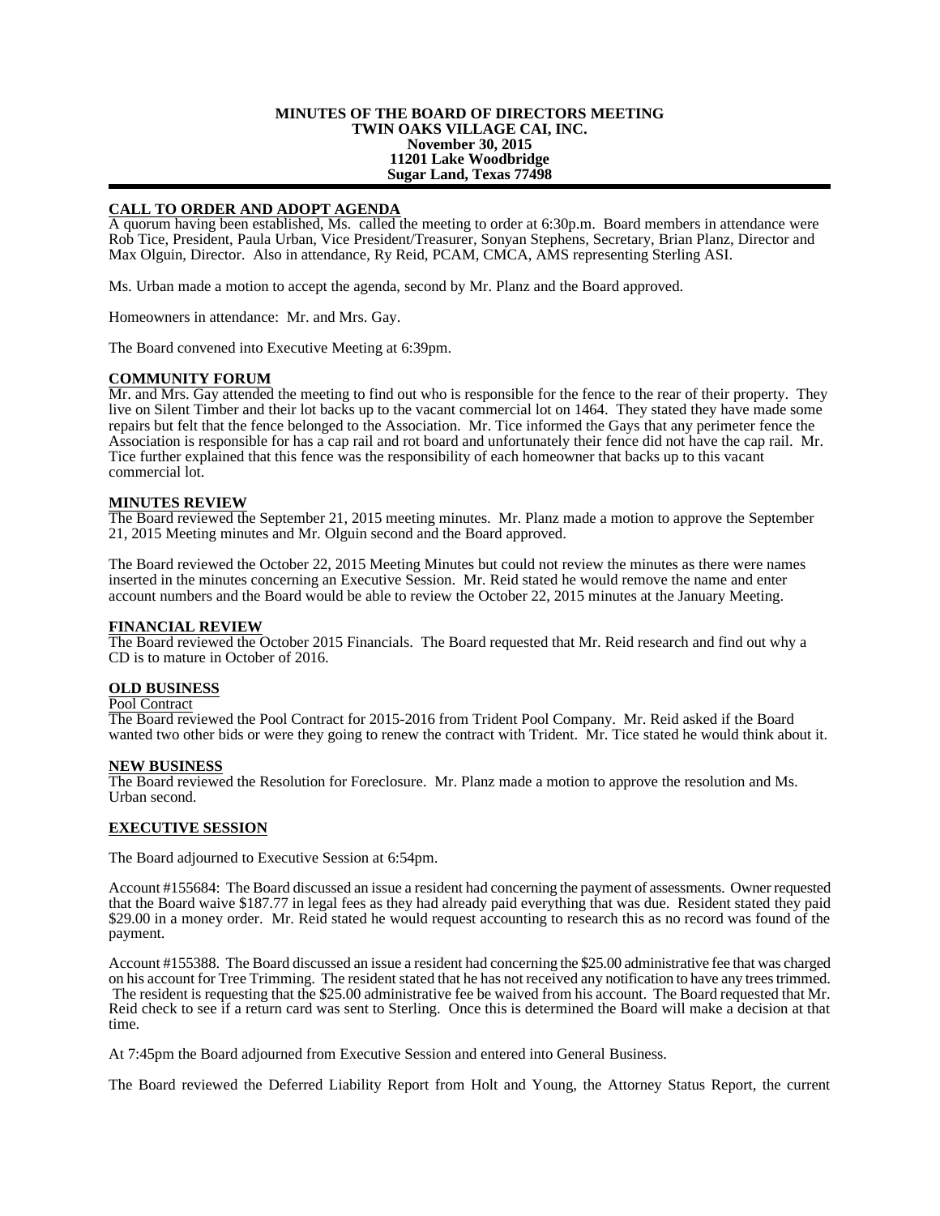**MINUTES OF THE BOARD OF DIRECTORS MEETING**
**TWIN OAKS VILLAGE CAI, INC.**
**November 30, 2015**
**11201 Lake Woodbridge**
**Sugar Land, Texas 77498**

---

## CALL TO ORDER AND ADOPT AGENDA

A quorum having been established, Ms. called the meeting to order at 6:30p.m. Board members in attendance were Rob Tice, President, Paula Urban, Vice President/Treasurer, Sonyan Stephens, Secretary, Brian Planz, Director and Max Olguin, Director. Also in attendance, Ry Reid, PCAM, CMCA, AMS representing Sterling ASI.

Ms. Urban made a motion to accept the agenda, second by Mr. Planz and the Board approved.

Homeowners in attendance: Mr. and Mrs. Gay.

The Board convened into Executive Meeting at 6:39pm.

## COMMUNITY FORUM

Mr. and Mrs. Gay attended the meeting to find out who is responsible for the fence to the rear of their property. They live on Silent Timber and their lot backs up to the vacant commercial lot on 1464. They stated they have made some repairs but felt that the fence belonged to the Association. Mr. Tice informed the Gays that any perimeter fence the Association is responsible for has a cap rail and rot board and unfortunately their fence did not have the cap rail. Mr. Tice further explained that this fence was the responsibility of each homeowner that backs up to this vacant commercial lot.

## MINUTES REVIEW

The Board reviewed the September 21, 2015 meeting minutes. Mr. Planz made a motion to approve the September 21, 2015 Meeting minutes and Mr. Olguin second and the Board approved.

The Board reviewed the October 22, 2015 Meeting Minutes but could not review the minutes as there were names inserted in the minutes concerning an Executive Session. Mr. Reid stated he would remove the name and enter account numbers and the Board would be able to review the October 22, 2015 minutes at the January Meeting.

## FINANCIAL REVIEW

The Board reviewed the October 2015 Financials. The Board requested that Mr. Reid research and find out why a CD is to mature in October of 2016.

## OLD BUSINESS

### Pool Contract

The Board reviewed the Pool Contract for 2015-2016 from Trident Pool Company. Mr. Reid asked if the Board wanted two other bids or were they going to renew the contract with Trident. Mr. Tice stated he would think about it.

## NEW BUSINESS

The Board reviewed the Resolution for Foreclosure. Mr. Planz made a motion to approve the resolution and Ms. Urban second.

## EXECUTIVE SESSION

The Board adjourned to Executive Session at 6:54pm.

Account #155684: The Board discussed an issue a resident had concerning the payment of assessments. Owner requested that the Board waive $187.77 in legal fees as they had already paid everything that was due. Resident stated they paid $29.00 in a money order. Mr. Reid stated he would request accounting to research this as no record was found of the payment.

Account #155388. The Board discussed an issue a resident had concerning the $25.00 administrative fee that was charged on his account for Tree Trimming. The resident stated that he has not received any notification to have any trees trimmed. The resident is requesting that the $25.00 administrative fee be waived from his account. The Board requested that Mr. Reid check to see if a return card was sent to Sterling. Once this is determined the Board will make a decision at that time.

At 7:45pm the Board adjourned from Executive Session and entered into General Business.

The Board reviewed the Deferred Liability Report from Holt and Young, the Attorney Status Report, the current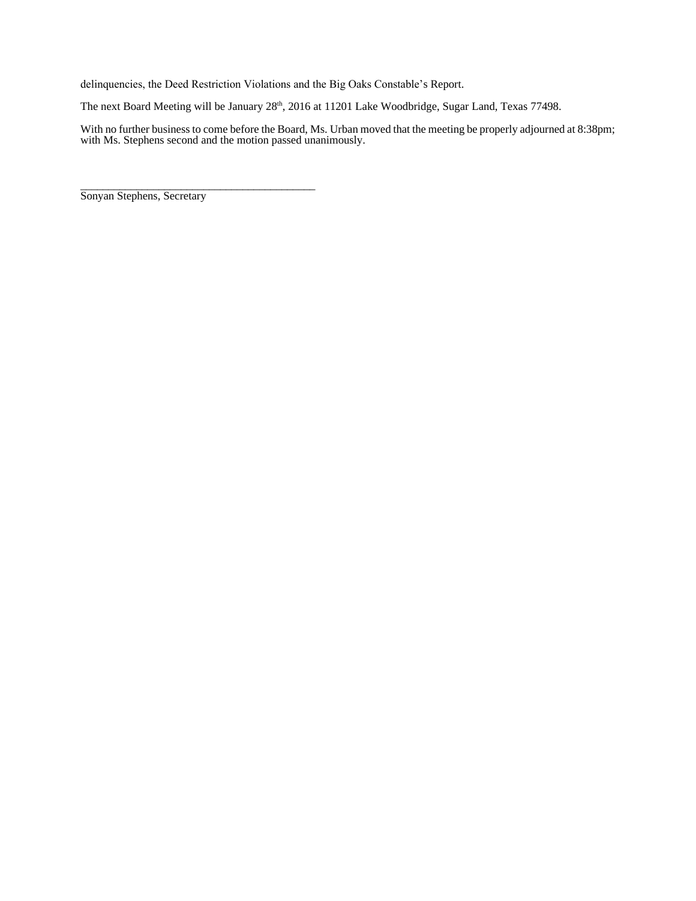delinquencies, the Deed Restriction Violations and the Big Oaks Constable's Report.

The next Board Meeting will be January 28th, 2016 at 11201 Lake Woodbridge, Sugar Land, Texas 77498.

With no further business to come before the Board, Ms. Urban moved that the meeting be properly adjourned at 8:38pm; with Ms. Stephens second and the motion passed unanimously.

_______________________________________

Sonyan Stephens, Secretary